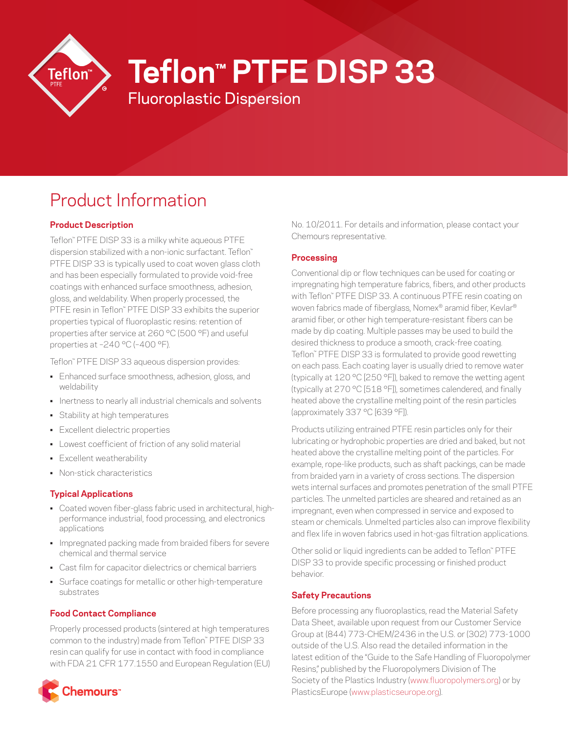# Teflon™ PTFE DISP 33

## Fluoroplastic Dispersion

# Product Information

### Product Description

Teflon™ PTFE DISP 33 is a milky white aqueous PTFE dispersion stabilized with a non-ionic surfactant. Teflon™ PTFE DISP 33 is typically used to coat woven glass cloth and has been especially formulated to provide void-free coatings with enhanced surface smoothness, adhesion, gloss, and weldability. When properly processed, the PTFE resin in Teflon™ PTFE DISP 33 exhibits the superior properties typical of fluoroplastic resins: retention of properties after service at 260 °C (500 °F) and useful properties at –240 °C (–400 °F).

Teflon™ PTFE DISP 33 aqueous dispersion provides:

- Enhanced surface smoothness, adhesion, gloss, and weldability
- Inertness to nearly all industrial chemicals and solvents
- Stability at high temperatures
- Excellent dielectric properties
- Lowest coefficient of friction of any solid material
- Excellent weatherability
- Non-stick characteristics

### Typical Applications

- Coated woven fiber-glass fabric used in architectural, high-performance industrial, food processing, and electronics applications
- Impregnated packing made from braided fibers for severe chemical and thermal service
- Cast film for capacitor dielectrics or chemical barriers
- Surface coatings for metallic or other high-temperature substrates

### Food Contact Compliance

Properly processed products (sintered at high temperatures common to the industry) made from Teflon™ PTFE DISP 33 resin can qualify for use in contact with food in compliance with FDA 21 CFR 177.1550 and European Regulation (EU) No. 10/2011. For details and information, please contact your Chemours representative.

### Processing

Conventional dip or flow techniques can be used for coating or impregnating high temperature fabrics, fibers, and other products with Teflon™ PTFE DISP 33. A continuous PTFE resin coating on woven fabrics made of fiberglass, Nomex® aramid fiber, Kevlar® aramid fiber, or other high temperature-resistant fibers can be made by dip coating. Multiple passes may be used to build the desired thickness to produce a smooth, crack-free coating. Teflon™ PTFE DISP 33 is formulated to provide good rewetting on each pass. Each coating layer is usually dried to remove water (typically at 120 °C [250 °F]), baked to remove the wetting agent (typically at 270 °C [518 °F]), sometimes calendered, and finally heated above the crystalline melting point of the resin particles (approximately 337 °C [639 °F]).

Products utilizing entrained PTFE resin particles only for their lubricating or hydrophobic properties are dried and baked, but not heated above the crystalline melting point of the particles. For example, rope-like products, such as shaft packings, can be made from braided yarn in a variety of cross sections. The dispersion wets internal surfaces and promotes penetration of the small PTFE particles. The unmelted particles are sheared and retained as an impregnant, even when compressed in service and exposed to steam or chemicals. Unmelted particles also can improve flexibility and flex life in woven fabrics used in hot-gas filtration applications.

Other solid or liquid ingredients can be added to Teflon™ PTFE DISP 33 to provide specific processing or finished product behavior.

### Safety Precautions

Before processing any fluoroplastics, read the Material Safety Data Sheet, available upon request from our Customer Service Group at (844) 773-CHEM/2436 in the U.S. or (302) 773-1000 outside of the U.S. Also read the detailed information in the latest edition of the "Guide to the Safe Handling of Fluoropolymer Resins," published by the Fluoropolymers Division of The Society of the Plastics Industry (www.fluoropolymers.org) or by PlasticsEurope (www.plasticseurope.org).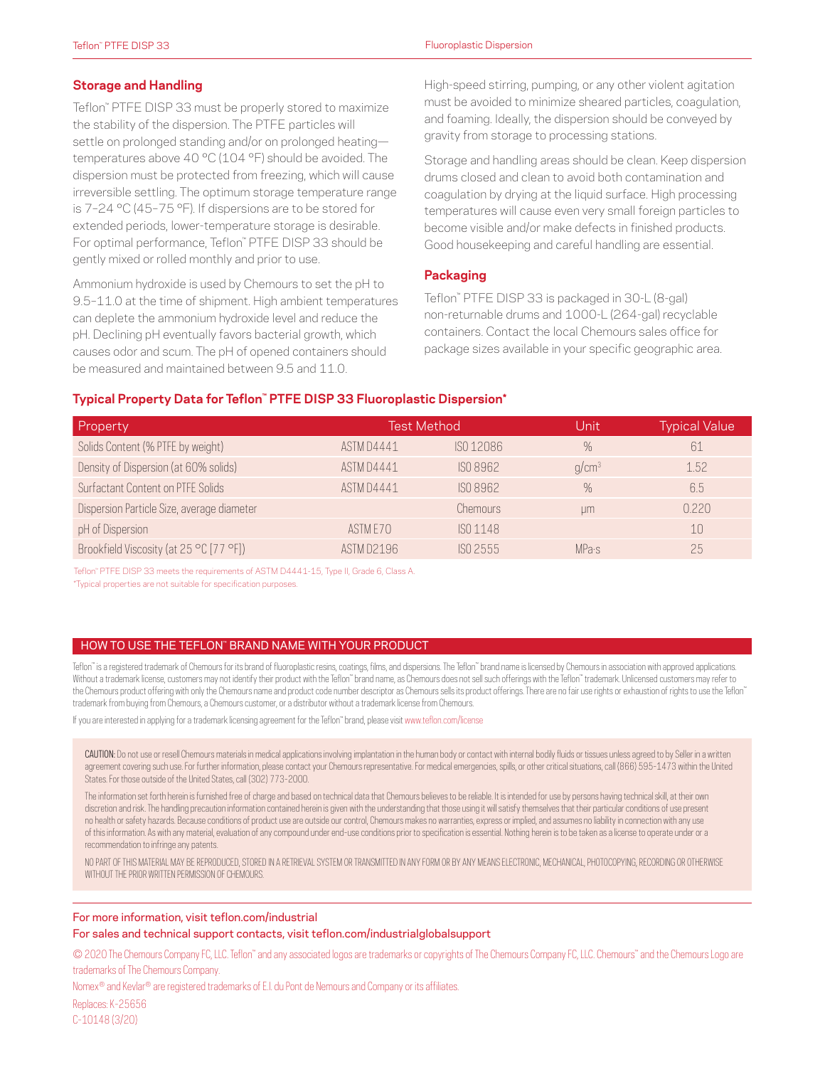## Storage and Handling

Teflon™ PTFE DISP 33 must be properly stored to maximize the stability of the dispersion. The PTFE particles will settle on prolonged standing and/or on prolonged heating—temperatures above 40 °C (104 °F) should be avoided. The dispersion must be protected from freezing, which will cause irreversible settling. The optimum storage temperature range is 7–24 °C (45–75 °F). If dispersions are to be stored for extended periods, lower-temperature storage is desirable. For optimal performance, Teflon™ PTFE DISP 33 should be gently mixed or rolled monthly and prior to use.

Ammonium hydroxide is used by Chemours to set the pH to 9.5–11.0 at the time of shipment. High ambient temperatures can deplete the ammonium hydroxide level and reduce the pH. Declining pH eventually favors bacterial growth, which causes odor and scum. The pH of opened containers should be measured and maintained between 9.5 and 11.0.

High-speed stirring, pumping, or any other violent agitation must be avoided to minimize sheared particles, coagulation, and foaming. Ideally, the dispersion should be conveyed by gravity from storage to processing stations.

Storage and handling areas should be clean. Keep dispersion drums closed and clean to avoid both contamination and coagulation by drying at the liquid surface. High processing temperatures will cause even very small foreign particles to become visible and/or make defects in finished products. Good housekeeping and careful handling are essential.

## Packaging

Teflon™ PTFE DISP 33 is packaged in 30-L (8-gal) non-returnable drums and 1000-L (264-gal) recyclable containers. Contact the local Chemours sales office for package sizes available in your specific geographic area.

## Typical Property Data for Teflon™ PTFE DISP 33 Fluoroplastic Dispersion*

| Property | Test Method | | Unit | Typical Value |
|---|---|---|---|---|
| Solids Content (% PTFE by weight) | ASTM D4441 | ISO 12086 | % | 61 |
| Density of Dispersion (at 60% solids) | ASTM D4441 | ISO 8962 | g/cm³ | 1.52 |
| Surfactant Content on PTFE Solids | ASTM D4441 | ISO 8962 | % | 6.5 |
| Dispersion Particle Size, average diameter | | Chemours | µm | 0.220 |
| pH of Dispersion | ASTM E70 | ISO 1148 | | 10 |
| Brookfield Viscosity (at 25 °C [77 °F]) | ASTM D2196 | ISO 2555 | MPa·s | 25 |

Teflon™ PTFE DISP 33 meets the requirements of ASTM D4441-15, Type II, Grade 6, Class A.

*Typical properties are not suitable for specification purposes.

## HOW TO USE THE TEFLON™ BRAND NAME WITH YOUR PRODUCT

Teflon™ is a registered trademark of Chemours for its brand of fluoroplastic resins, coatings, films, and dispersions. The Teflon™ brand name is licensed by Chemours in association with approved applications. Without a trademark license, customers may not identify their product with the Teflon™ brand name, as Chemours does not sell such offerings with the Teflon™ trademark. Unlicensed customers may refer to the Chemours product offering with only the Chemours name and product code number descriptor as Chemours sells its product offerings. There are no fair use rights or exhaustion of rights to use the Teflon™ trademark from buying from Chemours, a Chemours customer, or a distributor without a trademark license from Chemours.

If you are interested in applying for a trademark licensing agreement for the Teflon™ brand, please visit www.teflon.com/license

CAUTION: Do not use or resell Chemours materials in medical applications involving implantation in the human body or contact with internal bodily fluids or tissues unless agreed to by Seller in a written agreement covering such use. For further information, please contact your Chemours representative. For medical emergencies, spills, or other critical situations, call (866) 595-1473 within the United States. For those outside of the United States, call (302) 773-2000.

The information set forth herein is furnished free of charge and based on technical data that Chemours believes to be reliable. It is intended for use by persons having technical skill, at their own discretion and risk. The handling precaution information contained herein is given with the understanding that those using it will satisfy themselves that their particular conditions of use present no health or safety hazards. Because conditions of product use are outside our control, Chemours makes no warranties, express or implied, and assumes no liability in connection with any use of this information. As with any material, evaluation of any compound under end-use conditions prior to specification is essential. Nothing herein is to be taken as a license to operate under or a recommendation to infringe any patents.

NO PART OF THIS MATERIAL MAY BE REPRODUCED, STORED IN A RETRIEVAL SYSTEM OR TRANSMITTED IN ANY FORM OR BY ANY MEANS ELECTRONIC, MECHANICAL, PHOTOCOPYING, RECORDING OR OTHERWISE WITHOUT THE PRIOR WRITTEN PERMISSION OF CHEMOURS.

For more information, visit teflon.com/industrial

For sales and technical support contacts, visit teflon.com/industrialglobalsupport

© 2020 The Chemours Company FC, LLC. Teflon™ and any associated logos are trademarks or copyrights of The Chemours Company FC, LLC. Chemours™ and the Chemours Logo are trademarks of The Chemours Company.

Nomex® and Kevlar® are registered trademarks of E.I. du Pont de Nemours and Company or its affiliates.

Replaces: K-25656

C-10148 (3/20)